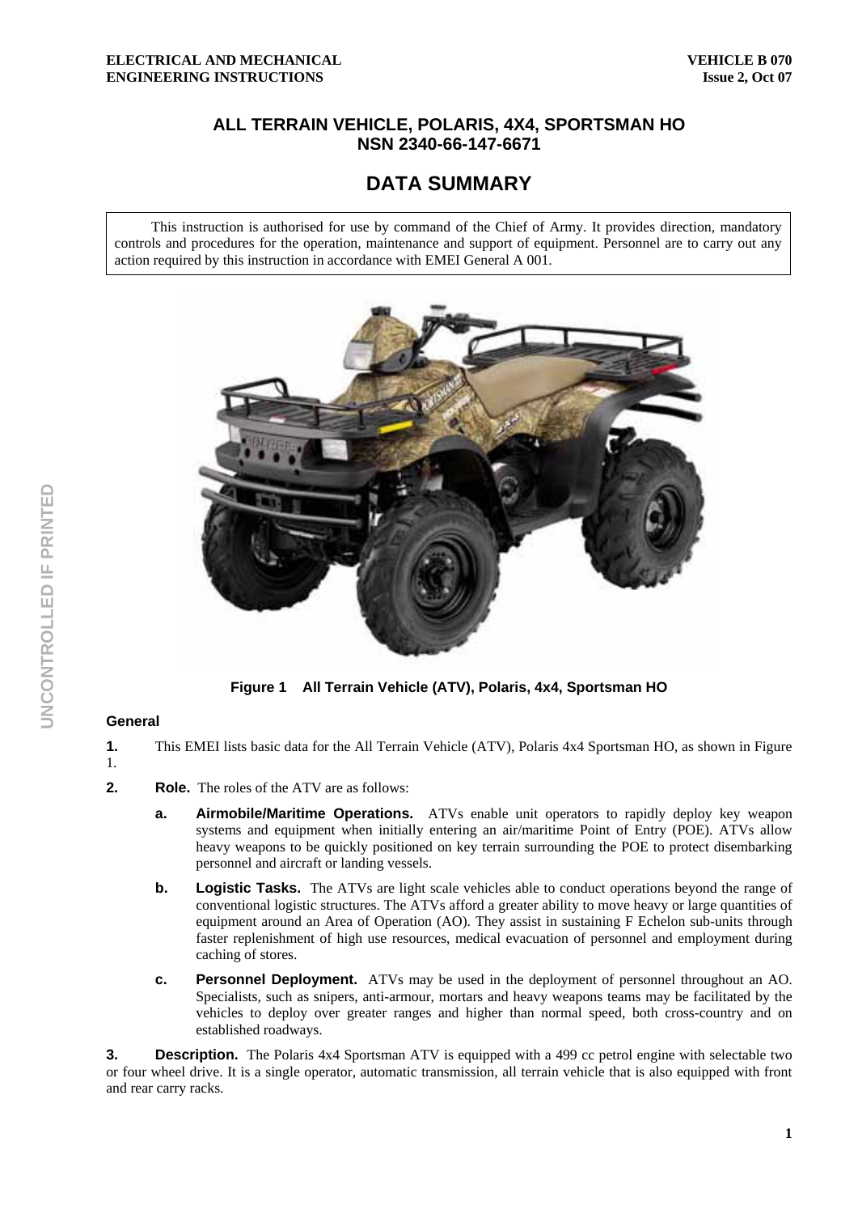# ALL TERRAIN VEHICLE, POLARIS, 4X4, SPORTSMAN HO
# NSN 2340-66-147-6671

## DATA SUMMARY

This instruction is authorised for use by command of the Chief of Army. It provides direction, mandatory controls and procedures for the operation, maintenance and support of equipment. Personnel are to carry out any action required by this instruction in accordance with EMEI General A 001.

**Figure 1 All Terrain Vehicle (ATV), Polaris, 4x4, Sportsman HO**

### General

**1.** This EMEI lists basic data for the All Terrain Vehicle (ATV), Polaris 4x4 Sportsman HO, as shown in Figure 1.

**2. Role.** The roles of the ATV are as follows:

- **a. Airmobile/Maritime Operations.** ATVs enable unit operators to rapidly deploy key weapon systems and equipment when initially entering an air/maritime Point of Entry (POE). ATVs allow heavy weapons to be quickly positioned on key terrain surrounding the POE to protect disembarking personnel and aircraft or landing vessels.

- **b. Logistic Tasks.** The ATVs are light scale vehicles able to conduct operations beyond the range of conventional logistic structures. The ATVs afford a greater ability to move heavy or large quantities of equipment around an Area of Operation (AO). They assist in sustaining F Echelon sub-units through faster replenishment of high use resources, medical evacuation of personnel and employment during caching of stores.

- **c. Personnel Deployment.** ATVs may be used in the deployment of personnel throughout an AO. Specialists, such as snipers, anti-armour, mortars and heavy weapons teams may be facilitated by the vehicles to deploy over greater ranges and higher than normal speed, both cross-country and on established roadways.

**3. Description.** The Polaris 4x4 Sportsman ATV is equipped with a 499 cc petrol engine with selectable two or four wheel drive. It is a single operator, automatic transmission, all terrain vehicle that is also equipped with front and rear carry racks.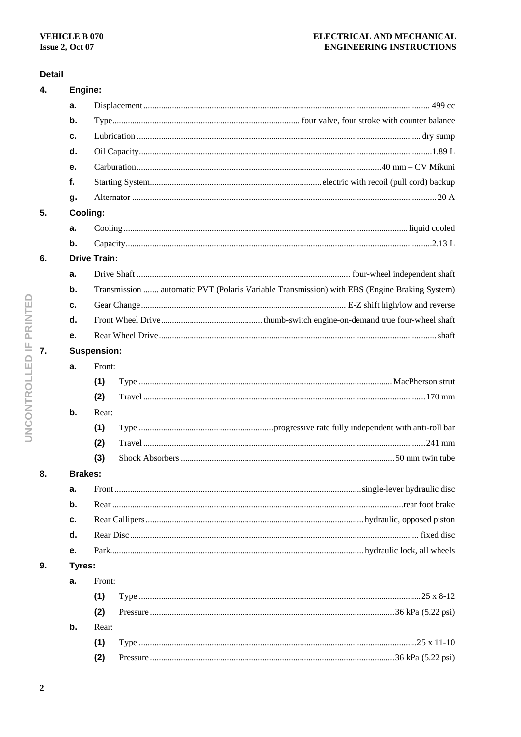**Detail**

**4. Engine:**

- **a.** Displacement ........ 499 cc
- **b.** Type ........ four valve, four stroke with counter balance
- **c.** Lubrication ........ dry sump
- **d.** Oil Capacity ........ 1.89 L
- **e.** Carburation ........ 40 mm – CV Mikuni
- **f.** Starting System ........ electric with recoil (pull cord) backup
- **g.** Alternator ........ 20 A

**5. Cooling:**

- **a.** Cooling ........ liquid cooled
- **b.** Capacity ........ 2.13 L

**6. Drive Train:**

- **a.** Drive Shaft ........ four-wheel independent shaft
- **b.** Transmission ....... automatic PVT (Polaris Variable Transmission) with EBS (Engine Braking System)
- **c.** Gear Change ........ E-Z shift high/low and reverse
- **d.** Front Wheel Drive ........ thumb-switch engine-on-demand true four-wheel shaft
- **e.** Rear Wheel Drive ........ shaft

**7. Suspension:**

- **a.** Front:
  - **(1)** Type ........ MacPherson strut
  - **(2)** Travel ........ 170 mm
- **b.** Rear:
  - **(1)** Type ........ progressive rate fully independent with anti-roll bar
  - **(2)** Travel ........ 241 mm
  - **(3)** Shock Absorbers ........ 50 mm twin tube

**8. Brakes:**

- **a.** Front ........ single-lever hydraulic disc
- **b.** Rear ........ rear foot brake
- **c.** Rear Callipers ........ hydraulic, opposed piston
- **d.** Rear Disc ........ fixed disc
- **e.** Park ........ hydraulic lock, all wheels

**9. Tyres:**

- **a.** Front:
  - **(1)** Type ........ 25 x 8-12
  - **(2)** Pressure ........ 36 kPa (5.22 psi)
- **b.** Rear:
  - **(1)** Type ........ 25 x 11-10
  - **(2)** Pressure ........ 36 kPa (5.22 psi)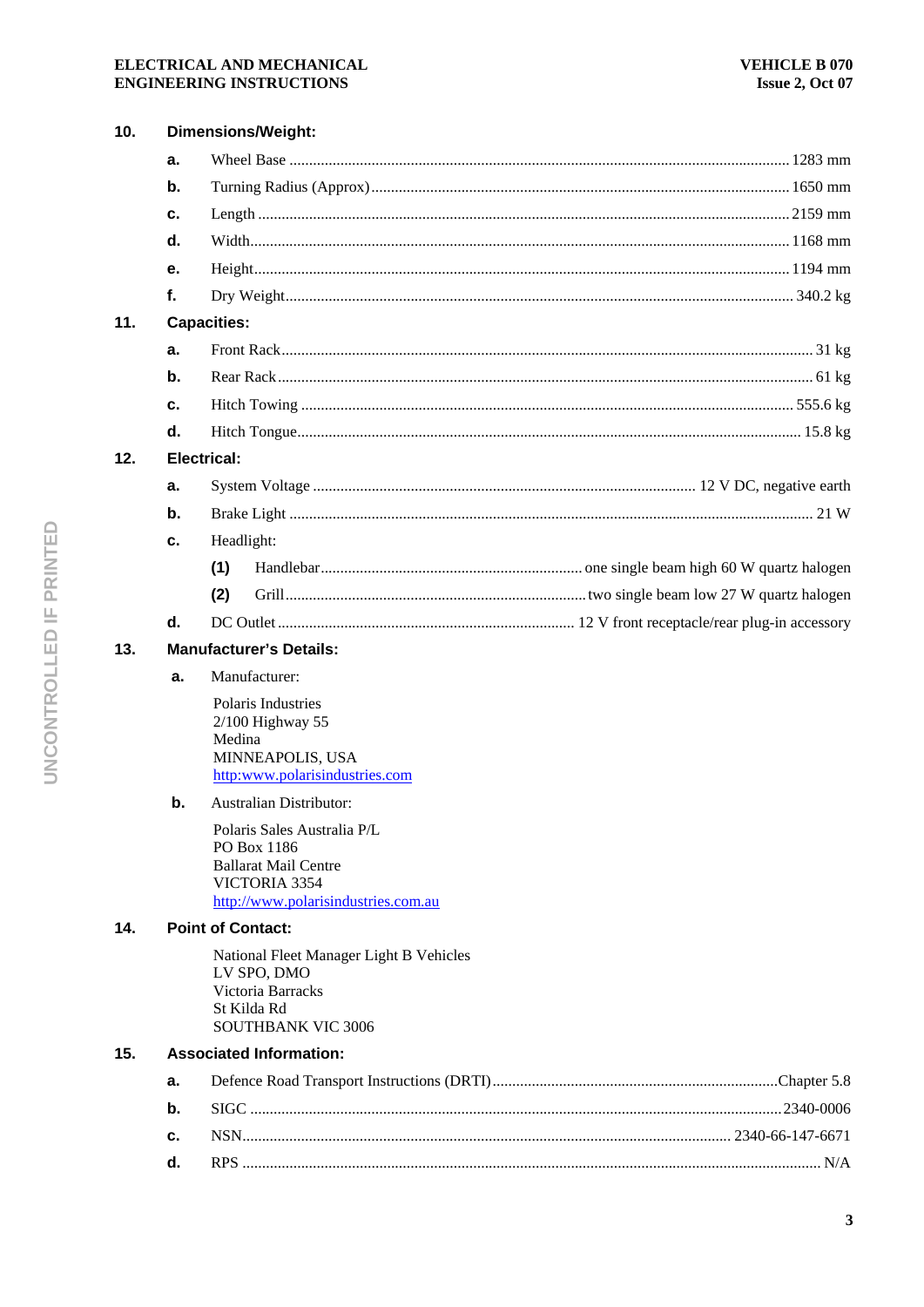**10. Dimensions/Weight:**

- **a.** Wheel Base ........ 1283 mm
- **b.** Turning Radius (Approx) ........ 1650 mm
- **c.** Length ........ 2159 mm
- **d.** Width ........ 1168 mm
- **e.** Height ........ 1194 mm
- **f.** Dry Weight ........ 340.2 kg

**11. Capacities:**

- **a.** Front Rack ........ 31 kg
- **b.** Rear Rack ........ 61 kg
- **c.** Hitch Towing ........ 555.6 kg
- **d.** Hitch Tongue ........ 15.8 kg

**12. Electrical:**

- **a.** System Voltage ........ 12 V DC, negative earth
- **b.** Brake Light ........ 21 W
- **c.** Headlight:
  - **(1)** Handlebar ........ one single beam high 60 W quartz halogen
  - **(2)** Grill ........ two single beam low 27 W quartz halogen
- **d.** DC Outlet ........ 12 V front receptacle/rear plug-in accessory

**13. Manufacturer's Details:**

- **a.** Manufacturer:

  Polaris Industries
  2/100 Highway 55
  Medina
  MINNEAPOLIS, USA
  http:www.polarisindustries.com

- **b.** Australian Distributor:

  Polaris Sales Australia P/L
  PO Box 1186
  Ballarat Mail Centre
  VICTORIA 3354
  http://www.polarisindustries.com.au

**14. Point of Contact:**

National Fleet Manager Light B Vehicles
LV SPO, DMO
Victoria Barracks
St Kilda Rd
SOUTHBANK VIC 3006

**15. Associated Information:**

- **a.** Defence Road Transport Instructions (DRTI) ........ Chapter 5.8
- **b.** SIGC ........ 2340-0006
- **c.** NSN ........ 2340-66-147-6671
- **d.** RPS ........ N/A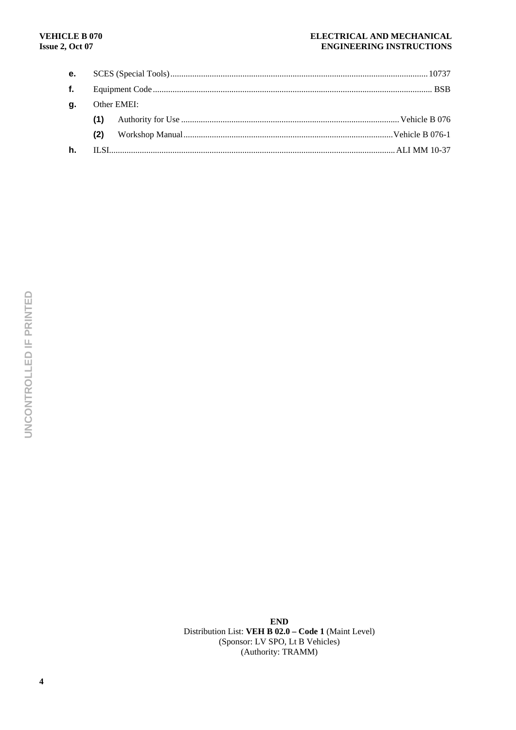**e.** SCES (Special Tools) ............ 10737

**f.** Equipment Code ............ BSB

**g.** Other EMEI:

  **(1)** Authority for Use ............ Vehicle B 076

  **(2)** Workshop Manual ............ Vehicle B 076-1

**h.** ILSI ............ ALI MM 10-37

**END**

Distribution List: **VEH B 02.0 – Code 1** (Maint Level)

(Sponsor: LV SPO, Lt B Vehicles)

(Authority: TRAMM)